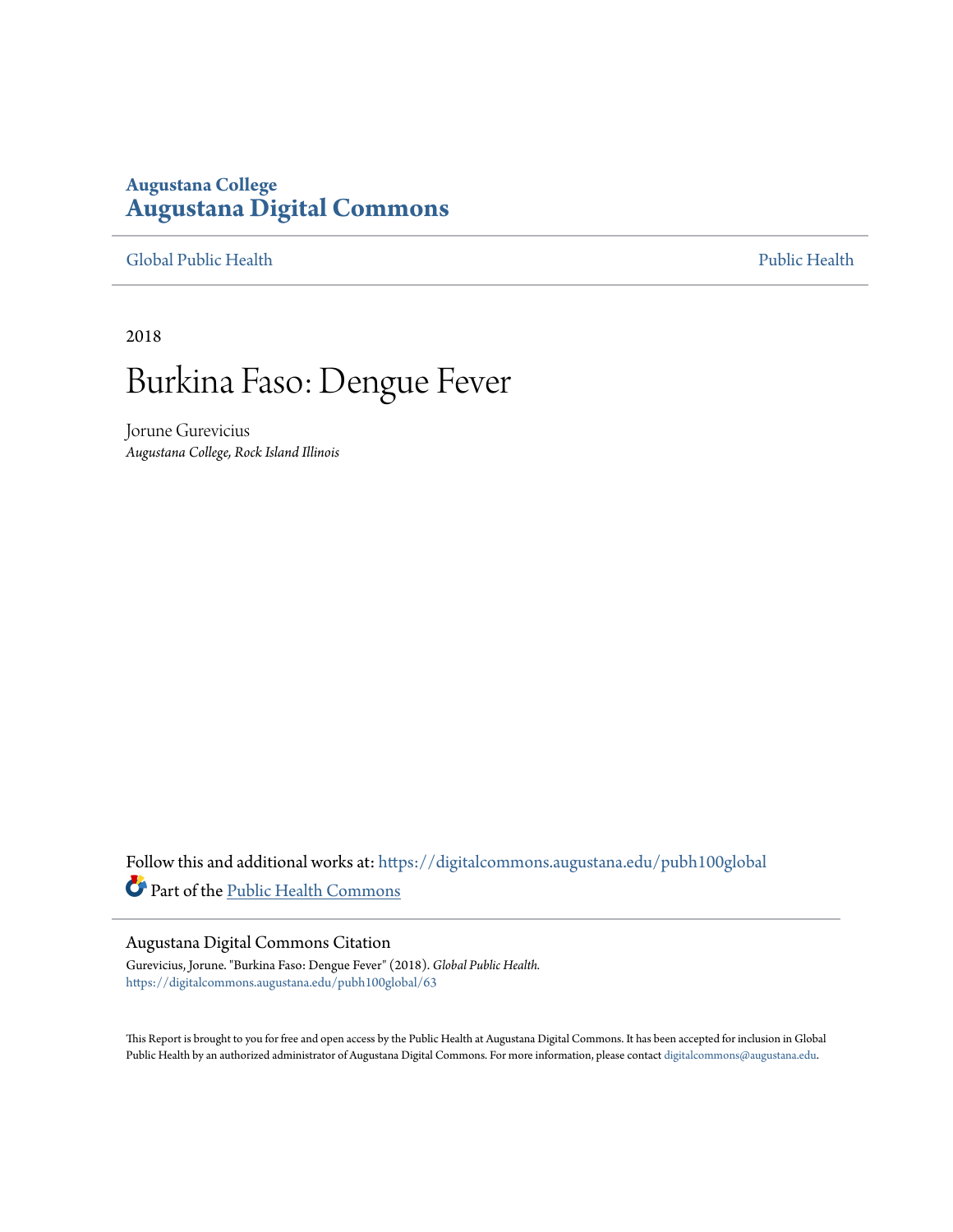**Augustana College**
# Augustana Digital Commons

Global Public Health | Public Health

2018

# Burkina Faso: Dengue Fever

Jorune Gurevicius
*Augustana College, Rock Island Illinois*

Follow this and additional works at: https://digitalcommons.augustana.edu/pubh100global

Part of the Public Health Commons

## Augustana Digital Commons Citation

Gurevicius, Jorune. "Burkina Faso: Dengue Fever" (2018). *Global Public Health.*
https://digitalcommons.augustana.edu/pubh100global/63

This Report is brought to you for free and open access by the Public Health at Augustana Digital Commons. It has been accepted for inclusion in Global Public Health by an authorized administrator of Augustana Digital Commons. For more information, please contact digitalcommons@augustana.edu.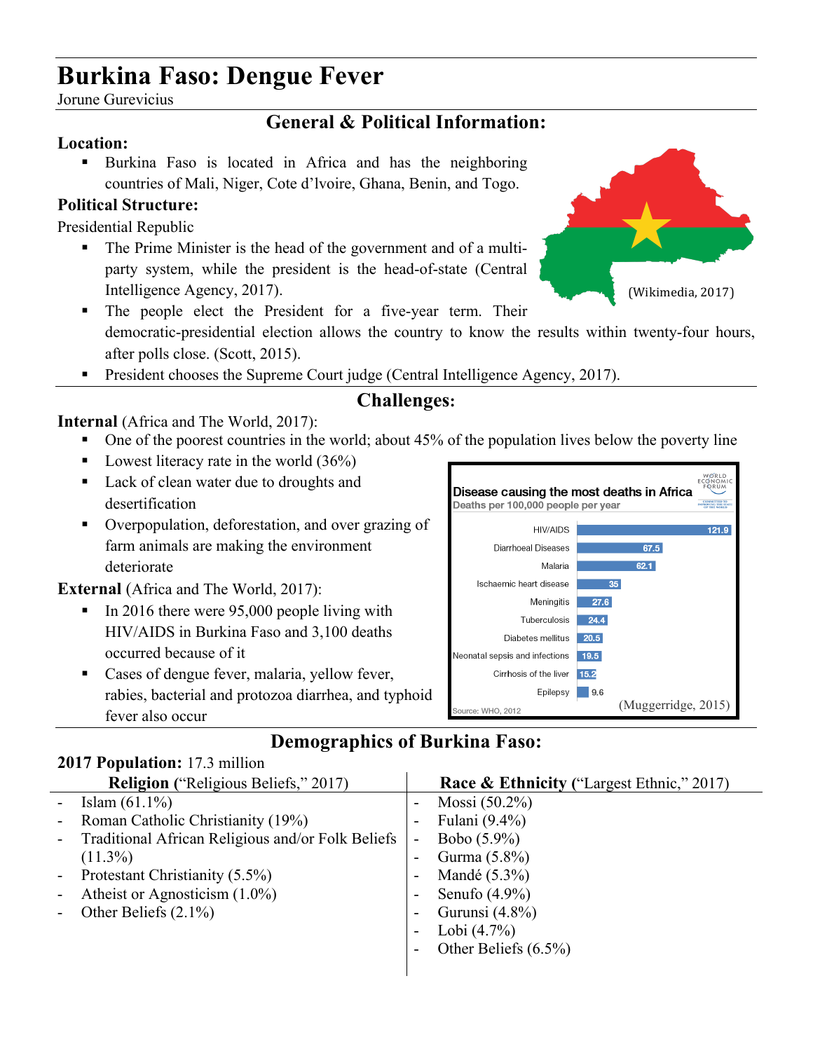# Burkina Faso: Dengue Fever

Jorune Gurevicius

## General & Political Information:

**Location:**

- Burkina Faso is located in Africa and has the neighboring countries of Mali, Niger, Cote d'lvoire, Ghana, Benin, and Togo.

(Wikimedia, 2017)

**Political Structure:**

Presidential Republic

- The Prime Minister is the head of the government and of a multi-party system, while the president is the head-of-state (Central Intelligence Agency, 2017).
- The people elect the President for a five-year term. Their democratic-presidential election allows the country to know the results within twenty-four hours, after polls close. (Scott, 2015).
- President chooses the Supreme Court judge (Central Intelligence Agency, 2017).

## Challenges:

**Internal** (Africa and The World, 2017):

- One of the poorest countries in the world; about 45% of the population lives below the poverty line
- Lowest literacy rate in the world (36%)
- Lack of clean water due to droughts and desertification
- Overpopulation, deforestation, and over grazing of farm animals are making the environment deteriorate

**External** (Africa and The World, 2017):

- In 2016 there were 95,000 people living with HIV/AIDS in Burkina Faso and 3,100 deaths occurred because of it
- Cases of dengue fever, malaria, yellow fever, rabies, bacterial and protozoa diarrhea, and typhoid fever also occur

**Disease causing the most deaths in Africa**
Deaths per 100,000 people per year

| Disease | Deaths per 100,000 |
|---|---|
| HIV/AIDS | 121.9 |
| Diarrhoeal Diseases | 67.5 |
| Malaria | 62.1 |
| Ischaemic heart disease | 35 |
| Meningitis | 27.6 |
| Tuberculosis | 24.4 |
| Diabetes mellitus | 20.5 |
| Neonatal sepsis and infections | 19.5 |
| Cirrhosis of the liver | 15.2 |
| Epilepsy | 9.6 |

Source: WHO, 2012

(Muggerridge, 2015)

## Demographics of Burkina Faso:

**2017 Population:** 17.3 million

| **Religion** ("Religious Beliefs," 2017) | **Race & Ethnicity** ("Largest Ethnic," 2017) |
|---|---|
| - Islam (61.1%) | - Mossi (50.2%) |
| - Roman Catholic Christianity (19%) | - Fulani (9.4%) |
| - Traditional African Religious and/or Folk Beliefs (11.3%) | - Bobo (5.9%) |
| - Protestant Christianity (5.5%) | - Gurma (5.8%) |
| - Atheist or Agnosticism (1.0%) | - Mandé (5.3%) |
| - Other Beliefs (2.1%) | - Senufo (4.9%) |
| | - Gurunsi (4.8%) |
| | - Lobi (4.7%) |
| | - Other Beliefs (6.5%) |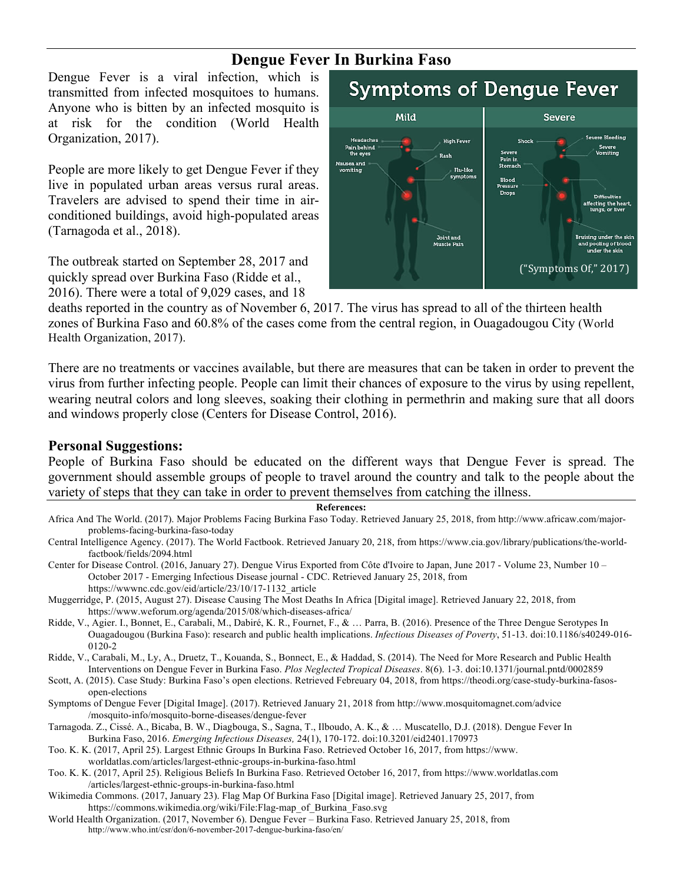## Dengue Fever In Burkina Faso

Dengue Fever is a viral infection, which is transmitted from infected mosquitoes to humans. Anyone who is bitten by an infected mosquito is at risk for the condition (World Health Organization, 2017).

People are more likely to get Dengue Fever if they live in populated urban areas versus rural areas. Travelers are advised to spend their time in air-conditioned buildings, avoid high-populated areas (Tarnagoda et al., 2018).

The outbreak started on September 28, 2017 and quickly spread over Burkina Faso (Ridde et al., 2016). There were a total of 9,029 cases, and 18 deaths reported in the country as of November 6, 2017. The virus has spread to all of the thirteen health zones of Burkina Faso and 60.8% of the cases come from the central region, in Ouagadougou City (World Health Organization, 2017).

Symptoms of Dengue Fever

Mild

Headaches
Pain behind the eyes
Nausea and vomiting
High Fever
Rash
Flu-like symptoms
Joint and Muscle Pain

Severe

Shock
Severe Bleeding
Severe Vomiting
Severe Pain in Stomach
Blood Pressure Drops
Difficulties affecting the heart, lungs, or liver
Bruising under the skin and pooling of blood under the skin

("Symptoms Of," 2017)

There are no treatments or vaccines available, but there are measures that can be taken in order to prevent the virus from further infecting people. People can limit their chances of exposure to the virus by using repellent, wearing neutral colors and long sleeves, soaking their clothing in permethrin and making sure that all doors and windows properly close (Centers for Disease Control, 2016).

### Personal Suggestions:

People of Burkina Faso should be educated on the different ways that Dengue Fever is spread. The government should assemble groups of people to travel around the country and talk to the people about the variety of steps that they can take in order to prevent themselves from catching the illness.

**References:**

Africa And The World. (2017). Major Problems Facing Burkina Faso Today. Retrieved January 25, 2018, from http://www.africaw.com/major-problems-facing-burkina-faso-today

Central Intelligence Agency. (2017). The World Factbook. Retrieved January 20, 218, from https://www.cia.gov/library/publications/the-world-factbook/fields/2094.html

Center for Disease Control. (2016, January 27). Dengue Virus Exported from Côte d'Ivoire to Japan, June 2017 - Volume 23, Number 10 – October 2017 - Emerging Infectious Disease journal - CDC. Retrieved January 25, 2018, from https://wwwnc.cdc.gov/eid/article/23/10/17-1132_article

Muggerridge, P. (2015, August 27). Disease Causing The Most Deaths In Africa [Digital image]. Retrieved January 22, 2018, from https://www.weforum.org/agenda/2015/08/which-diseases-africa/

Ridde, V., Agier. I., Bonnet, E., Carabali, M., Dabiré, K. R., Fournet, F., & … Parra, B. (2016). Presence of the Three Dengue Serotypes In Ouagadougou (Burkina Faso): research and public health implications. *Infectious Diseases of Poverty*, 51-13. doi:10.1186/s40249-016-0120-2

Ridde, V., Carabali, M., Ly, A., Druetz, T., Kouanda, S., Bonnect, E., & Haddad, S. (2014). The Need for More Research and Public Health Interventions on Dengue Fever in Burkina Faso. *Plos Neglected Tropical Diseases*. 8(6). 1-3. doi:10.1371/journal.pntd/0002859

Scott, A. (2015). Case Study: Burkina Faso's open elections. Retrieved Febreuary 04, 2018, from https://theodi.org/case-study-burkina-fasos-open-elections

Symptoms of Dengue Fever [Digital Image]. (2017). Retrieved January 21, 2018 from http://www.mosquitomagnet.com/advice /mosquito-info/mosquito-borne-diseases/dengue-fever

Tarnagoda. Z., Cissé. A., Bicaba, B. W., Diagbouga, S., Sagna, T., Ilboudo, A. K., & … Muscatello, D.J. (2018). Dengue Fever In Burkina Faso, 2016. *Emerging Infectious Diseases,* 24(1), 170-172. doi:10.3201/eid2401.170973

Too. K. K. (2017, April 25). Largest Ethnic Groups In Burkina Faso. Retrieved October 16, 2017, from https://www. worldatlas.com/articles/largest-ethnic-groups-in-burkina-faso.html

Too. K. K. (2017, April 25). Religious Beliefs In Burkina Faso. Retrieved October 16, 2017, from https://www.worldatlas.com /articles/largest-ethnic-groups-in-burkina-faso.html

Wikimedia Commons. (2017, January 23). Flag Map Of Burkina Faso [Digital image]. Retrieved January 25, 2017, from https://commons.wikimedia.org/wiki/File:Flag-map_of_Burkina_Faso.svg

World Health Organization. (2017, November 6). Dengue Fever – Burkina Faso. Retrieved January 25, 2018, from http://www.who.int/csr/don/6-november-2017-dengue-burkina-faso/en/